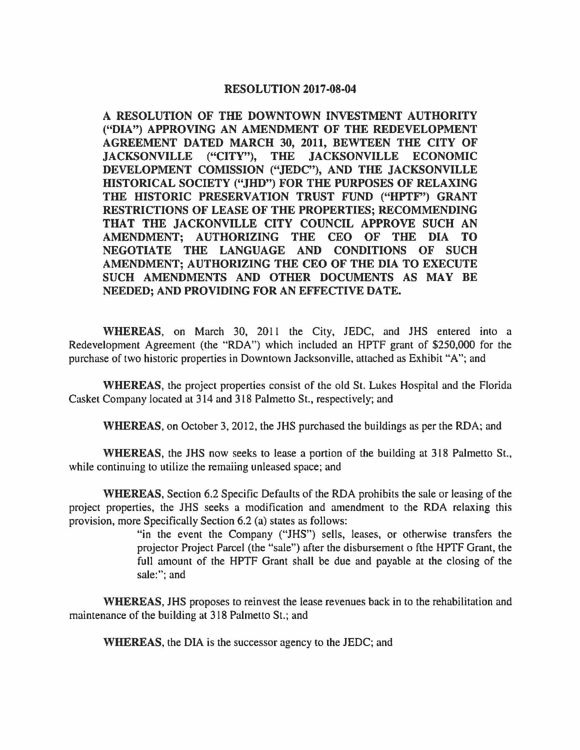# RESOLUTION 2017-08-04

**A RESOLUTION OF THE DOWNTOWN INVESTMENT AUTHORITY ("DIA") APPROVING AN AMENDMENT OF THE REDEVELOPMENT AGREEMENT DATED MARCH 30, 2011, BEWTEEN THE CITY OF JACKSONVILLE ("CITY"), THE JACKSONVILLE ECONOMIC DEVELOPMENT COMISSION ("JEDC"), AND THE JACKSONVILLE HISTORICAL SOCIETY ("JHD") FOR THE PURPOSES OF RELAXING THE HISTORIC PRESERVATION TRUST FUND ("HPTF") GRANT RESTRICTIONS OF LEASE OF THE PROPERTIES; RECOMMENDING THAT THE JACKONVILLE CITY COUNCIL APPROVE SUCH AN AMENDMENT; AUTHORIZING THE CEO OF THE DIA TO NEGOTIATE THE LANGUAGE AND CONDITIONS OF SUCH AMENDMENT; AUTHORIZING THE CEO OF THE DIA TO EXECUTE SUCH AMENDMENTS AND OTHER DOCUMENTS AS MAY BE NEEDED; AND PROVIDING FOR AN EFFECTIVE DATE.**

**WHEREAS**, on March 30, 2011 the City, JEDC, and JHS entered into a Redevelopment Agreement (the "RDA") which included an HPTF grant of $250,000 for the purchase of two historic properties in Downtown Jacksonville, attached as Exhibit "A"; and

**WHEREAS**, the project properties consist of the old St. Lukes Hospital and the Florida Casket Company located at 314 and 318 Palmetto St., respectively; and

**WHEREAS**, on October 3, 2012, the JHS purchased the buildings as per the RDA; and

**WHEREAS**, the JHS now seeks to lease a portion of the building at 318 Palmetto St., while continuing to utilize the remaiing unleased space; and

**WHEREAS**, Section 6.2 Specific Defaults of the RDA prohibits the sale or leasing of the project properties, the JHS seeks a modification and amendment to the RDA relaxing this provision, more Specifically Section 6.2 (a) states as follows:

> "in the event the Company ("JHS") sells, leases, or otherwise transfers the projector Project Parcel (the "sale") after the disbursement o fthe HPTF Grant, the full amount of the HPTF Grant shall be due and payable at the closing of the sale:"; and

**WHEREAS**, JHS proposes to reinvest the lease revenues back in to the rehabilitation and maintenance of the building at 318 Palmetto St.; and

**WHEREAS**, the DIA is the successor agency to the JEDC; and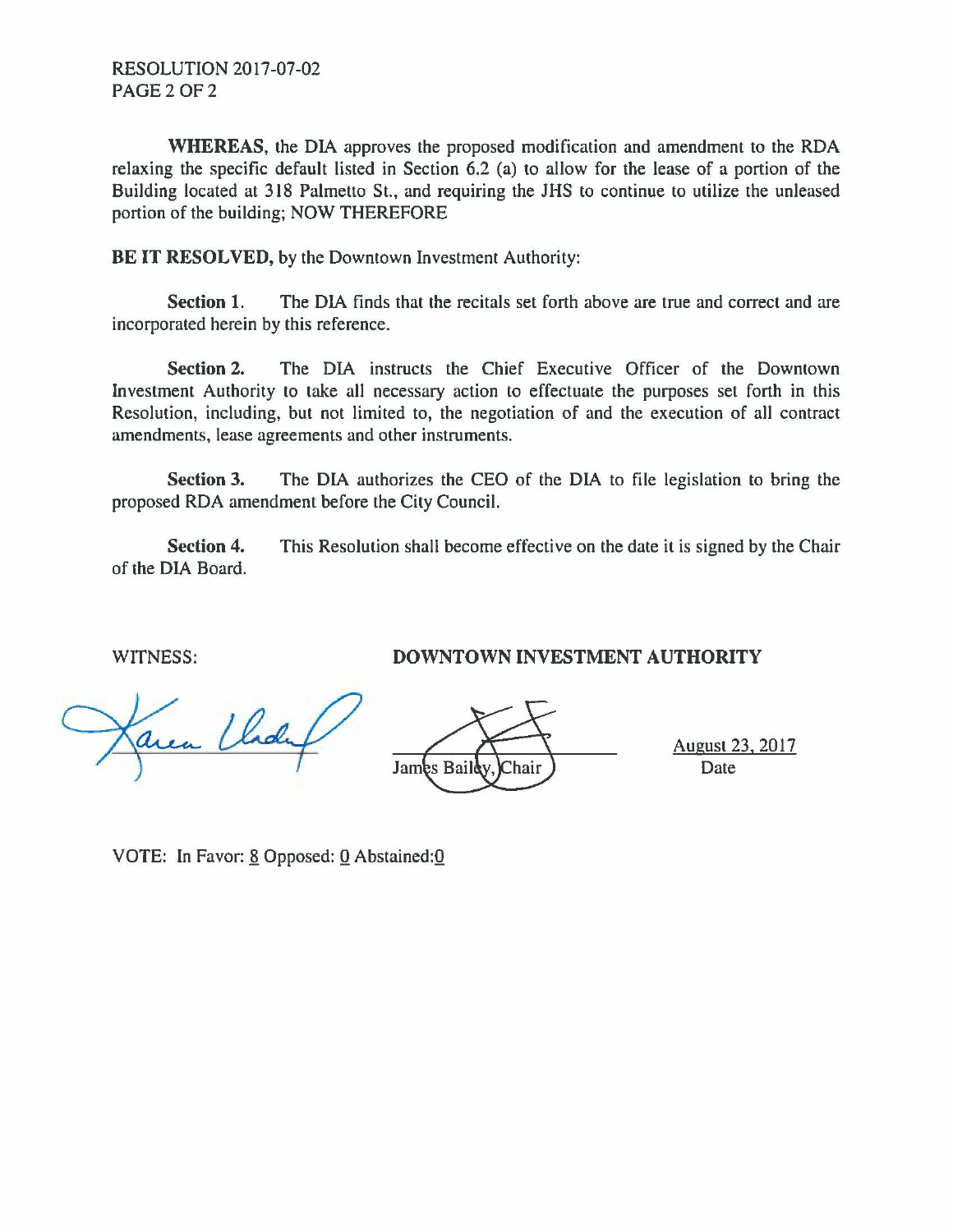**WHEREAS**, the DIA approves the proposed modification and amendment to the RDA relaxing the specific default listed in Section 6.2 (a) to allow for the lease of a portion of the Building located at 318 Palmetto St., and requiring the JHS to continue to utilize the unleased portion of the building; NOW THEREFORE

**BE IT RESOLVED,** by the Downtown Investment Authority:

**Section 1.** The DIA finds that the recitals set forth above are true and correct and are incorporated herein by this reference.

**Section 2.** The DIA instructs the Chief Executive Officer of the Downtown Investment Authority to take all necessary action to effectuate the purposes set forth in this Resolution, including, but not limited to, the negotiation of and the execution of all contract amendments, lease agreements and other instruments.

**Section 3.** The DIA authorizes the CEO of the DIA to file legislation to bring the proposed RDA amendment before the City Council.

**Section 4.** This Resolution shall become effective on the date it is signed by the Chair of the DIA Board.

WITNESS:

**DOWNTOWN INVESTMENT AUTHORITY**

James Bailey, Chair

August 23, 2017
Date

VOTE: In Favor: 8 Opposed: 0 Abstained: 0